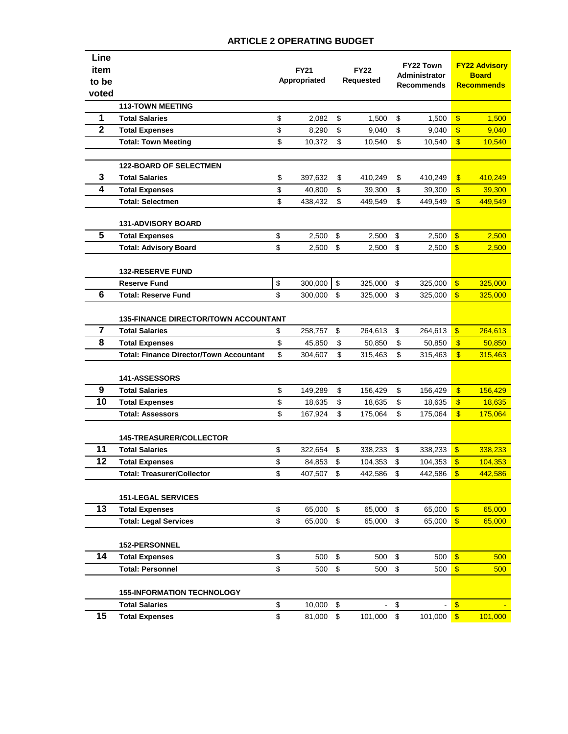# ARTICLE 2 OPERATING BUDGET

| Line item to be voted | | FY21 Appropriated | FY22 Requested | FY22 Town Administrator Recommends | FY22 Advisory Board Recommends |
|---|---|---|---|---|---|
| | **113-TOWN MEETING** | | | | |
| 1 | **Total Salaries** | $ 2,082 | $ 1,500 | $ 1,500 | $ 1,500 |
| 2 | **Total Expenses** | $ 8,290 | $ 9,040 | $ 9,040 | $ 9,040 |
| | **Total: Town Meeting** | $ 10,372 | $ 10,540 | $ 10,540 | $ 10,540 |
| | | | | | |
| | **122-BOARD OF SELECTMEN** | | | | |
| 3 | **Total Salaries** | $ 397,632 | $ 410,249 | $ 410,249 | $ 410,249 |
| 4 | **Total Expenses** | $ 40,800 | $ 39,300 | $ 39,300 | $ 39,300 |
| | **Total: Selectmen** | $ 438,432 | $ 449,549 | $ 449,549 | $ 449,549 |
| | | | | | |
| | **131-ADVISORY BOARD** | | | | |
| 5 | **Total Expenses** | $ 2,500 | $ 2,500 | $ 2,500 | $ 2,500 |
| | **Total: Advisory Board** | $ 2,500 | $ 2,500 | $ 2,500 | $ 2,500 |
| | | | | | |
| | **132-RESERVE FUND** | | | | |
| | **Reserve Fund** | $ 300,000 | $ 325,000 | $ 325,000 | $ 325,000 |
| 6 | **Total: Reserve Fund** | $ 300,000 | $ 325,000 | $ 325,000 | $ 325,000 |
| | | | | | |
| | **135-FINANCE DIRECTOR/TOWN ACCOUNTANT** | | | | |
| 7 | **Total Salaries** | $ 258,757 | $ 264,613 | $ 264,613 | $ 264,613 |
| 8 | **Total Expenses** | $ 45,850 | $ 50,850 | $ 50,850 | $ 50,850 |
| | **Total: Finance Director/Town Accountant** | $ 304,607 | $ 315,463 | $ 315,463 | $ 315,463 |
| | | | | | |
| | **141-ASSESSORS** | | | | |
| 9 | **Total Salaries** | $ 149,289 | $ 156,429 | $ 156,429 | $ 156,429 |
| 10 | **Total Expenses** | $ 18,635 | $ 18,635 | $ 18,635 | $ 18,635 |
| | **Total: Assessors** | $ 167,924 | $ 175,064 | $ 175,064 | $ 175,064 |
| | | | | | |
| | **145-TREASURER/COLLECTOR** | | | | |
| 11 | **Total Salaries** | $ 322,654 | $ 338,233 | $ 338,233 | $ 338,233 |
| 12 | **Total Expenses** | $ 84,853 | $ 104,353 | $ 104,353 | $ 104,353 |
| | **Total: Treasurer/Collector** | $ 407,507 | $ 442,586 | $ 442,586 | $ 442,586 |
| | | | | | |
| | **151-LEGAL SERVICES** | | | | |
| 13 | **Total Expenses** | $ 65,000 | $ 65,000 | $ 65,000 | $ 65,000 |
| | **Total: Legal Services** | $ 65,000 | $ 65,000 | $ 65,000 | $ 65,000 |
| | | | | | |
| | **152-PERSONNEL** | | | | |
| 14 | **Total Expenses** | $ 500 | $ 500 | $ 500 | $ 500 |
| | **Total: Personnel** | $ 500 | $ 500 | $ 500 | $ 500 |
| | | | | | |
| | **155-INFORMATION TECHNOLOGY** | | | | |
| | **Total Salaries** | $ 10,000 | $ - | $ - | $ - |
| 15 | **Total Expenses** | $ 81,000 | $ 101,000 | $ 101,000 | $ 101,000 |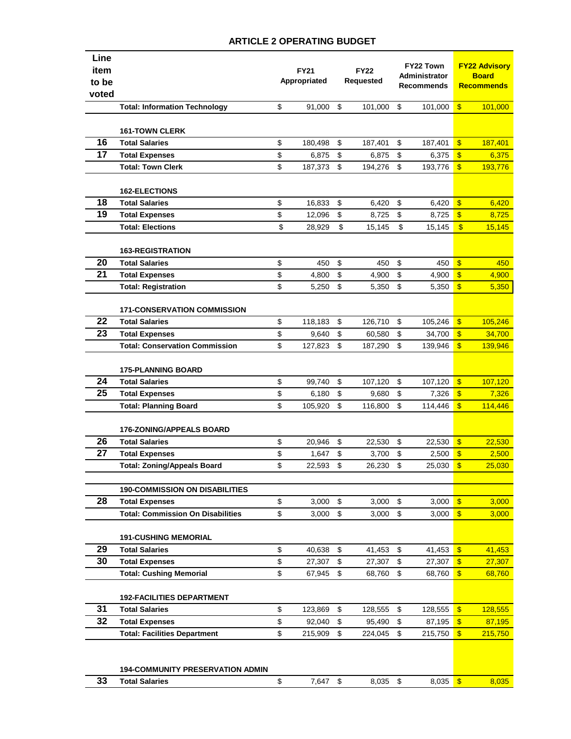## ARTICLE 2 OPERATING BUDGET

| Line item to be voted | | FY21 Appropriated | FY22 Requested | FY22 Town Administrator Recommends | FY22 Advisory Board Recommends |
|---|---|---|---|---|---|
| | **Total: Information Technology** | $ 91,000 | $ 101,000 | $ 101,000 | $ 101,000 |
| | | | | | |
| | **161-TOWN CLERK** | | | | |
| 16 | **Total Salaries** | $ 180,498 | $ 187,401 | $ 187,401 | $ 187,401 |
| 17 | **Total Expenses** | $ 6,875 | $ 6,875 | $ 6,375 | $ 6,375 |
| | **Total: Town Clerk** | $ 187,373 | $ 194,276 | $ 193,776 | $ 193,776 |
| | | | | | |
| | **162-ELECTIONS** | | | | |
| 18 | **Total Salaries** | $ 16,833 | $ 6,420 | $ 6,420 | $ 6,420 |
| 19 | **Total Expenses** | $ 12,096 | $ 8,725 | $ 8,725 | $ 8,725 |
| | **Total: Elections** | $ 28,929 | $ 15,145 | $ 15,145 | $ 15,145 |
| | | | | | |
| | **163-REGISTRATION** | | | | |
| 20 | **Total Salaries** | $ 450 | $ 450 | $ 450 | $ 450 |
| 21 | **Total Expenses** | $ 4,800 | $ 4,900 | $ 4,900 | $ 4,900 |
| | **Total: Registration** | $ 5,250 | $ 5,350 | $ 5,350 | $ 5,350 |
| | | | | | |
| | **171-CONSERVATION COMMISSION** | | | | |
| 22 | **Total Salaries** | $ 118,183 | $ 126,710 | $ 105,246 | $ 105,246 |
| 23 | **Total Expenses** | $ 9,640 | $ 60,580 | $ 34,700 | $ 34,700 |
| | **Total: Conservation Commission** | $ 127,823 | $ 187,290 | $ 139,946 | $ 139,946 |
| | | | | | |
| | **175-PLANNING BOARD** | | | | |
| 24 | **Total Salaries** | $ 99,740 | $ 107,120 | $ 107,120 | $ 107,120 |
| 25 | **Total Expenses** | $ 6,180 | $ 9,680 | $ 7,326 | $ 7,326 |
| | **Total: Planning Board** | $ 105,920 | $ 116,800 | $ 114,446 | $ 114,446 |
| | | | | | |
| | **176-ZONING/APPEALS BOARD** | | | | |
| 26 | **Total Salaries** | $ 20,946 | $ 22,530 | $ 22,530 | $ 22,530 |
| 27 | **Total Expenses** | $ 1,647 | $ 3,700 | $ 2,500 | $ 2,500 |
| | **Total: Zoning/Appeals Board** | $ 22,593 | $ 26,230 | $ 25,030 | $ 25,030 |
| | | | | | |
| | **190-COMMISSION ON DISABILITIES** | | | | |
| 28 | **Total Expenses** | $ 3,000 | $ 3,000 | $ 3,000 | $ 3,000 |
| | **Total: Commission On Disabilities** | $ 3,000 | $ 3,000 | $ 3,000 | $ 3,000 |
| | | | | | |
| | **191-CUSHING MEMORIAL** | | | | |
| 29 | **Total Salaries** | $ 40,638 | $ 41,453 | $ 41,453 | $ 41,453 |
| 30 | **Total Expenses** | $ 27,307 | $ 27,307 | $ 27,307 | $ 27,307 |
| | **Total: Cushing Memorial** | $ 67,945 | $ 68,760 | $ 68,760 | $ 68,760 |
| | | | | | |
| | **192-FACILITIES DEPARTMENT** | | | | |
| 31 | **Total Salaries** | $ 123,869 | $ 128,555 | $ 128,555 | $ 128,555 |
| 32 | **Total Expenses** | $ 92,040 | $ 95,490 | $ 87,195 | $ 87,195 |
| | **Total: Facilities Department** | $ 215,909 | $ 224,045 | $ 215,750 | $ 215,750 |
| | | | | | |
| | **194-COMMUNITY PRESERVATION ADMIN** | | | | |
| 33 | **Total Salaries** | $ 7,647 | $ 8,035 | $ 8,035 | $ 8,035 |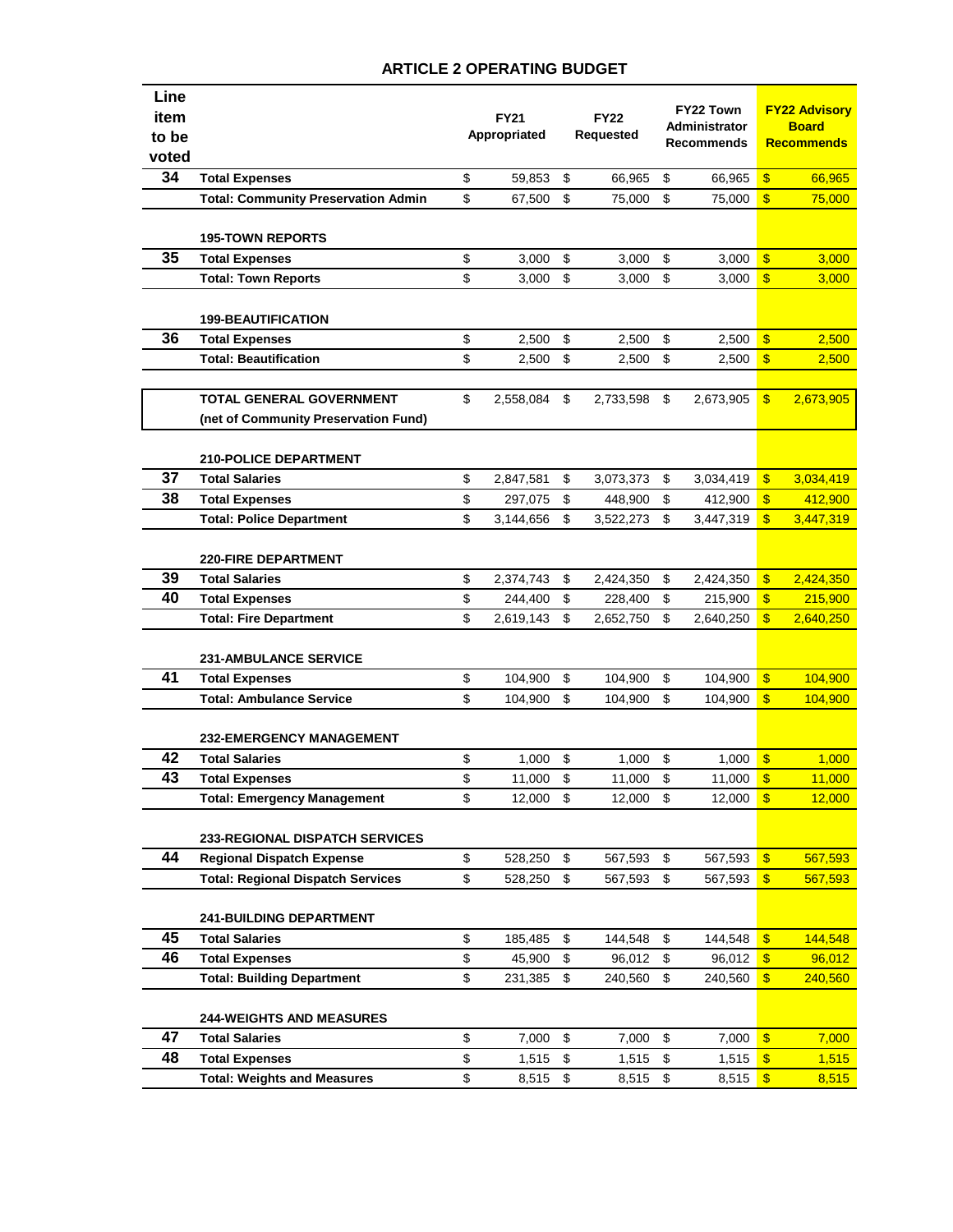## ARTICLE 2 OPERATING BUDGET

| Line item to be voted | | FY21 Appropriated | FY22 Requested | FY22 Town Administrator Recommends | FY22 Advisory Board Recommends |
|---|---|---|---|---|---|
| 34 | **Total Expenses** | $ 59,853 | $ 66,965 | $ 66,965 | $ 66,965 |
| | **Total: Community Preservation Admin** | $ 67,500 | $ 75,000 | $ 75,000 | $ 75,000 |
| | | | | | |
| | **195-TOWN REPORTS** | | | | |
| 35 | **Total Expenses** | $ 3,000 | $ 3,000 | $ 3,000 | $ 3,000 |
| | **Total: Town Reports** | $ 3,000 | $ 3,000 | $ 3,000 | $ 3,000 |
| | | | | | |
| | **199-BEAUTIFICATION** | | | | |
| 36 | **Total Expenses** | $ 2,500 | $ 2,500 | $ 2,500 | $ 2,500 |
| | **Total: Beautification** | $ 2,500 | $ 2,500 | $ 2,500 | $ 2,500 |
| | | | | | |
| | **TOTAL GENERAL GOVERNMENT (net of Community Preservation Fund)** | $ 2,558,084 | $ 2,733,598 | $ 2,673,905 | $ 2,673,905 |
| | | | | | |
| | **210-POLICE DEPARTMENT** | | | | |
| 37 | **Total Salaries** | $ 2,847,581 | $ 3,073,373 | $ 3,034,419 | $ 3,034,419 |
| 38 | **Total Expenses** | $ 297,075 | $ 448,900 | $ 412,900 | $ 412,900 |
| | **Total: Police Department** | $ 3,144,656 | $ 3,522,273 | $ 3,447,319 | $ 3,447,319 |
| | | | | | |
| | **220-FIRE DEPARTMENT** | | | | |
| 39 | **Total Salaries** | $ 2,374,743 | $ 2,424,350 | $ 2,424,350 | $ 2,424,350 |
| 40 | **Total Expenses** | $ 244,400 | $ 228,400 | $ 215,900 | $ 215,900 |
| | **Total: Fire Department** | $ 2,619,143 | $ 2,652,750 | $ 2,640,250 | $ 2,640,250 |
| | | | | | |
| | **231-AMBULANCE SERVICE** | | | | |
| 41 | **Total Expenses** | $ 104,900 | $ 104,900 | $ 104,900 | $ 104,900 |
| | **Total: Ambulance Service** | $ 104,900 | $ 104,900 | $ 104,900 | $ 104,900 |
| | | | | | |
| | **232-EMERGENCY MANAGEMENT** | | | | |
| 42 | **Total Salaries** | $ 1,000 | $ 1,000 | $ 1,000 | $ 1,000 |
| 43 | **Total Expenses** | $ 11,000 | $ 11,000 | $ 11,000 | $ 11,000 |
| | **Total: Emergency Management** | $ 12,000 | $ 12,000 | $ 12,000 | $ 12,000 |
| | | | | | |
| | **233-REGIONAL DISPATCH SERVICES** | | | | |
| 44 | **Regional Dispatch Expense** | $ 528,250 | $ 567,593 | $ 567,593 | $ 567,593 |
| | **Total: Regional Dispatch Services** | $ 528,250 | $ 567,593 | $ 567,593 | $ 567,593 |
| | | | | | |
| | **241-BUILDING DEPARTMENT** | | | | |
| 45 | **Total Salaries** | $ 185,485 | $ 144,548 | $ 144,548 | $ 144,548 |
| 46 | **Total Expenses** | $ 45,900 | $ 96,012 | $ 96,012 | $ 96,012 |
| | **Total: Building Department** | $ 231,385 | $ 240,560 | $ 240,560 | $ 240,560 |
| | | | | | |
| | **244-WEIGHTS AND MEASURES** | | | | |
| 47 | **Total Salaries** | $ 7,000 | $ 7,000 | $ 7,000 | $ 7,000 |
| 48 | **Total Expenses** | $ 1,515 | $ 1,515 | $ 1,515 | $ 1,515 |
| | **Total: Weights and Measures** | $ 8,515 | $ 8,515 | $ 8,515 | $ 8,515 |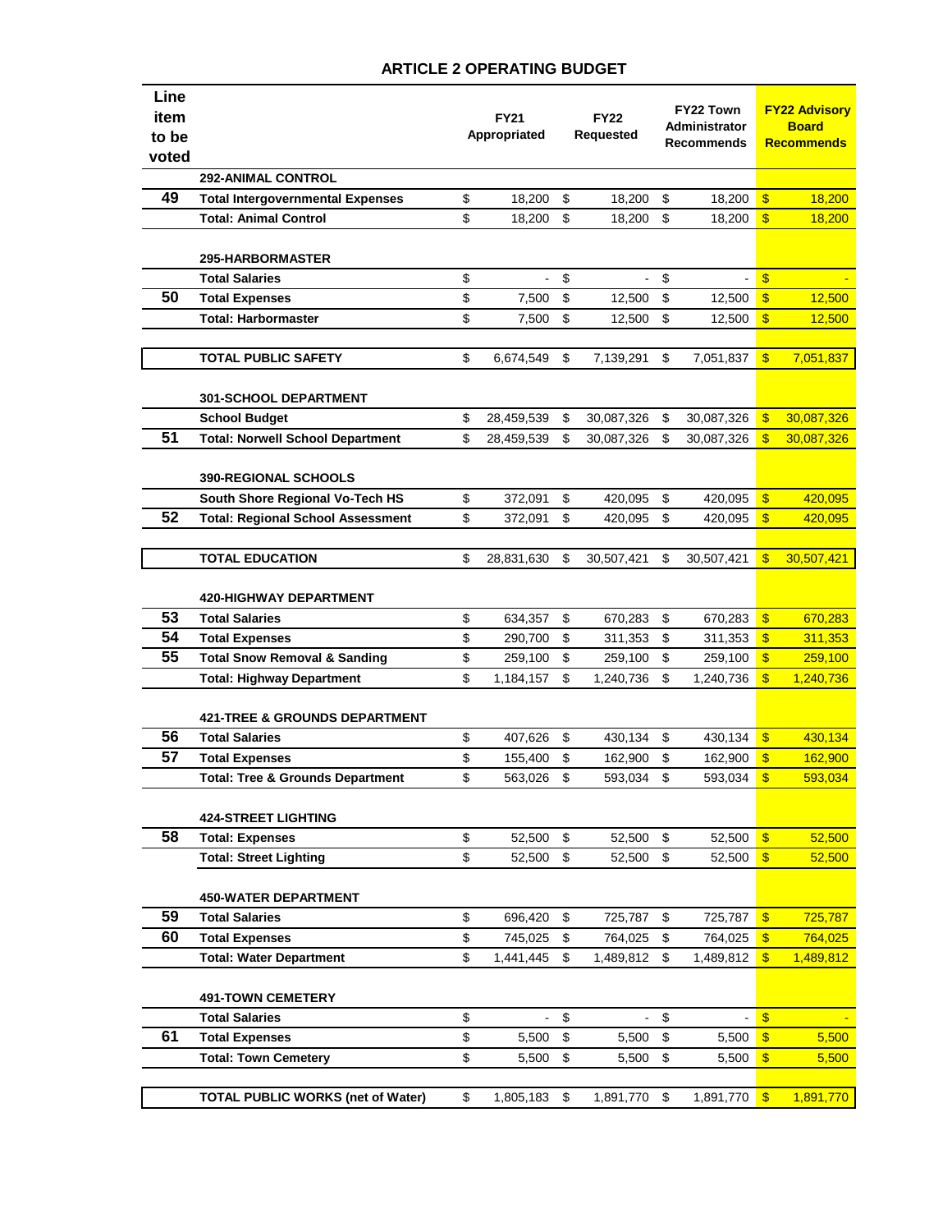# ARTICLE 2 OPERATING BUDGET

| Line item to be voted | | FY21 Appropriated | FY22 Requested | FY22 Town Administrator Recommends | FY22 Advisory Board Recommends |
|---|---|---|---|---|---|
| | **292-ANIMAL CONTROL** | | | | |
| 49 | **Total Intergovernmental Expenses** | $ 18,200 | $ 18,200 | $ 18,200 | $ 18,200 |
| | **Total: Animal Control** | $ 18,200 | $ 18,200 | $ 18,200 | $ 18,200 |
| | | | | | |
| | **295-HARBORMASTER** | | | | |
| | **Total Salaries** | $ - | $ - | $ - | $ - |
| 50 | **Total Expenses** | $ 7,500 | $ 12,500 | $ 12,500 | $ 12,500 |
| | **Total: Harbormaster** | $ 7,500 | $ 12,500 | $ 12,500 | $ 12,500 |
| | | | | | |
| | **TOTAL PUBLIC SAFETY** | $ 6,674,549 | $ 7,139,291 | $ 7,051,837 | $ 7,051,837 |
| | | | | | |
| | **301-SCHOOL DEPARTMENT** | | | | |
| | **School Budget** | $ 28,459,539 | $ 30,087,326 | $ 30,087,326 | $ 30,087,326 |
| 51 | **Total: Norwell School Department** | $ 28,459,539 | $ 30,087,326 | $ 30,087,326 | $ 30,087,326 |
| | | | | | |
| | **390-REGIONAL SCHOOLS** | | | | |
| | **South Shore Regional Vo-Tech HS** | $ 372,091 | $ 420,095 | $ 420,095 | $ 420,095 |
| 52 | **Total: Regional School Assessment** | $ 372,091 | $ 420,095 | $ 420,095 | $ 420,095 |
| | | | | | |
| | **TOTAL EDUCATION** | $ 28,831,630 | $ 30,507,421 | $ 30,507,421 | $ 30,507,421 |
| | | | | | |
| | **420-HIGHWAY DEPARTMENT** | | | | |
| 53 | **Total Salaries** | $ 634,357 | $ 670,283 | $ 670,283 | $ 670,283 |
| 54 | **Total Expenses** | $ 290,700 | $ 311,353 | $ 311,353 | $ 311,353 |
| 55 | **Total Snow Removal & Sanding** | $ 259,100 | $ 259,100 | $ 259,100 | $ 259,100 |
| | **Total: Highway Department** | $ 1,184,157 | $ 1,240,736 | $ 1,240,736 | $ 1,240,736 |
| | | | | | |
| | **421-TREE & GROUNDS DEPARTMENT** | | | | |
| 56 | **Total Salaries** | $ 407,626 | $ 430,134 | $ 430,134 | $ 430,134 |
| 57 | **Total Expenses** | $ 155,400 | $ 162,900 | $ 162,900 | $ 162,900 |
| | **Total: Tree & Grounds Department** | $ 563,026 | $ 593,034 | $ 593,034 | $ 593,034 |
| | | | | | |
| | **424-STREET LIGHTING** | | | | |
| 58 | **Total: Expenses** | $ 52,500 | $ 52,500 | $ 52,500 | $ 52,500 |
| | **Total: Street Lighting** | $ 52,500 | $ 52,500 | $ 52,500 | $ 52,500 |
| | | | | | |
| | **450-WATER DEPARTMENT** | | | | |
| 59 | **Total Salaries** | $ 696,420 | $ 725,787 | $ 725,787 | $ 725,787 |
| 60 | **Total Expenses** | $ 745,025 | $ 764,025 | $ 764,025 | $ 764,025 |
| | **Total: Water Department** | $ 1,441,445 | $ 1,489,812 | $ 1,489,812 | $ 1,489,812 |
| | | | | | |
| | **491-TOWN CEMETERY** | | | | |
| | **Total Salaries** | $ - | $ - | $ - | $ - |
| 61 | **Total Expenses** | $ 5,500 | $ 5,500 | $ 5,500 | $ 5,500 |
| | **Total: Town Cemetery** | $ 5,500 | $ 5,500 | $ 5,500 | $ 5,500 |
| | | | | | |
| | **TOTAL PUBLIC WORKS (net of Water)** | $ 1,805,183 | $ 1,891,770 | $ 1,891,770 | $ 1,891,770 |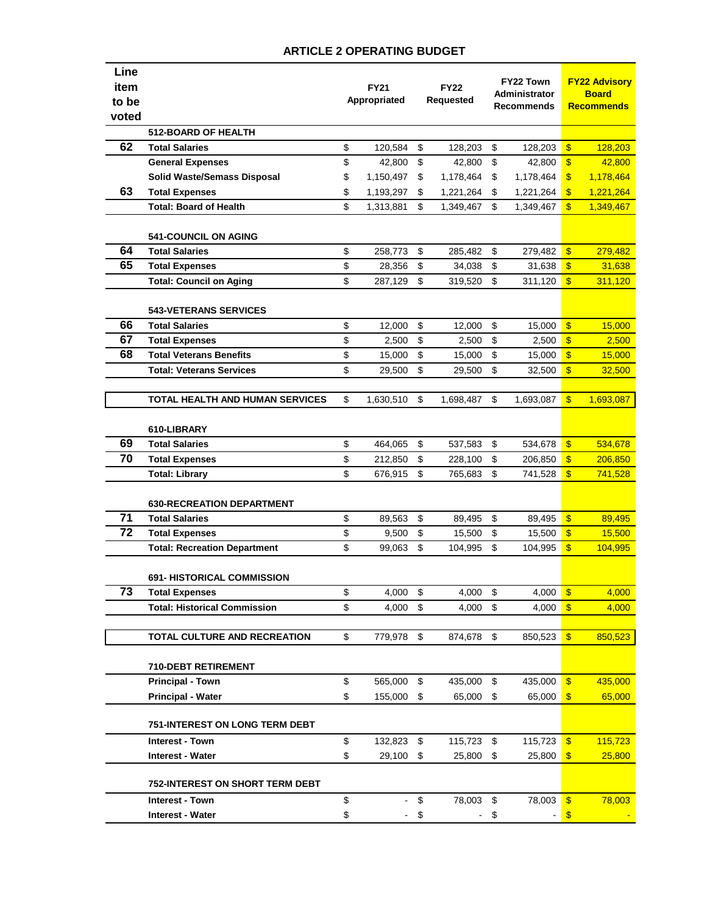## ARTICLE 2 OPERATING BUDGET

| Line item to be voted | | FY21 Appropriated | FY22 Requested | FY22 Town Administrator Recommends | FY22 Advisory Board Recommends |
|---|---|---|---|---|---|
| | **512-BOARD OF HEALTH** | | | | |
| 62 | **Total Salaries** | $ 120,584 | $ 128,203 | $ 128,203 | $ 128,203 |
| | **General Expenses** | $ 42,800 | $ 42,800 | $ 42,800 | $ 42,800 |
| | **Solid Waste/Semass Disposal** | $ 1,150,497 | $ 1,178,464 | $ 1,178,464 | $ 1,178,464 |
| 63 | **Total Expenses** | $ 1,193,297 | $ 1,221,264 | $ 1,221,264 | $ 1,221,264 |
| | **Total: Board of Health** | $ 1,313,881 | $ 1,349,467 | $ 1,349,467 | $ 1,349,467 |
| | **541-COUNCIL ON AGING** | | | | |
| 64 | **Total Salaries** | $ 258,773 | $ 285,482 | $ 279,482 | $ 279,482 |
| 65 | **Total Expenses** | $ 28,356 | $ 34,038 | $ 31,638 | $ 31,638 |
| | **Total: Council on Aging** | $ 287,129 | $ 319,520 | $ 311,120 | $ 311,120 |
| | **543-VETERANS SERVICES** | | | | |
| 66 | **Total Salaries** | $ 12,000 | $ 12,000 | $ 15,000 | $ 15,000 |
| 67 | **Total Expenses** | $ 2,500 | $ 2,500 | $ 2,500 | $ 2,500 |
| 68 | **Total Veterans Benefits** | $ 15,000 | $ 15,000 | $ 15,000 | $ 15,000 |
| | **Total: Veterans Services** | $ 29,500 | $ 29,500 | $ 32,500 | $ 32,500 |
| | **TOTAL HEALTH AND HUMAN SERVICES** | $ 1,630,510 | $ 1,698,487 | $ 1,693,087 | $ 1,693,087 |
| | **610-LIBRARY** | | | | |
| 69 | **Total Salaries** | $ 464,065 | $ 537,583 | $ 534,678 | $ 534,678 |
| 70 | **Total Expenses** | $ 212,850 | $ 228,100 | $ 206,850 | $ 206,850 |
| | **Total: Library** | $ 676,915 | $ 765,683 | $ 741,528 | $ 741,528 |
| | **630-RECREATION DEPARTMENT** | | | | |
| 71 | **Total Salaries** | $ 89,563 | $ 89,495 | $ 89,495 | $ 89,495 |
| 72 | **Total Expenses** | $ 9,500 | $ 15,500 | $ 15,500 | $ 15,500 |
| | **Total: Recreation Department** | $ 99,063 | $ 104,995 | $ 104,995 | $ 104,995 |
| | **691- HISTORICAL COMMISSION** | | | | |
| 73 | **Total Expenses** | $ 4,000 | $ 4,000 | $ 4,000 | $ 4,000 |
| | **Total: Historical Commission** | $ 4,000 | $ 4,000 | $ 4,000 | $ 4,000 |
| | **TOTAL CULTURE AND RECREATION** | $ 779,978 | $ 874,678 | $ 850,523 | $ 850,523 |
| | **710-DEBT RETIREMENT** | | | | |
| | **Principal - Town** | $ 565,000 | $ 435,000 | $ 435,000 | $ 435,000 |
| | **Principal - Water** | $ 155,000 | $ 65,000 | $ 65,000 | $ 65,000 |
| | **751-INTEREST ON LONG TERM DEBT** | | | | |
| | **Interest - Town** | $ 132,823 | $ 115,723 | $ 115,723 | $ 115,723 |
| | **Interest - Water** | $ 29,100 | $ 25,800 | $ 25,800 | $ 25,800 |
| | **752-INTEREST ON SHORT TERM DEBT** | | | | |
| | **Interest - Town** | $ - | $ 78,003 | $ 78,003 | $ 78,003 |
| | **Interest - Water** | $ - | $ - | $ - | $ - |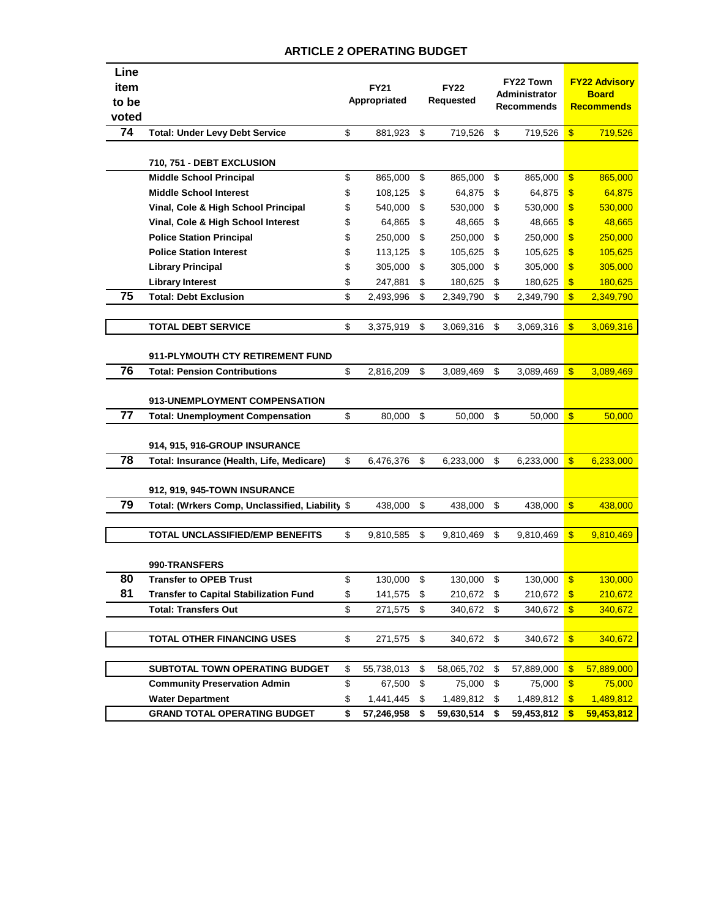## ARTICLE 2 OPERATING BUDGET

| Line item to be voted | | FY21 Appropriated | FY22 Requested | FY22 Town Administrator Recommends | FY22 Advisory Board Recommends |
|---|---|---|---|---|---|
| 74 | **Total: Under Levy Debt Service** | $ 881,923 | $ 719,526 | $ 719,526 | $ 719,526 |
| | | | | | |
| | **710, 751 - DEBT EXCLUSION** | | | | |
| | **Middle School Principal** | $ 865,000 | $ 865,000 | $ 865,000 | $ 865,000 |
| | **Middle School Interest** | $ 108,125 | $ 64,875 | $ 64,875 | $ 64,875 |
| | **Vinal, Cole & High School Principal** | $ 540,000 | $ 530,000 | $ 530,000 | $ 530,000 |
| | **Vinal, Cole & High School Interest** | $ 64,865 | $ 48,665 | $ 48,665 | $ 48,665 |
| | **Police Station Principal** | $ 250,000 | $ 250,000 | $ 250,000 | $ 250,000 |
| | **Police Station Interest** | $ 113,125 | $ 105,625 | $ 105,625 | $ 105,625 |
| | **Library Principal** | $ 305,000 | $ 305,000 | $ 305,000 | $ 305,000 |
| | **Library Interest** | $ 247,881 | $ 180,625 | $ 180,625 | $ 180,625 |
| 75 | **Total: Debt Exclusion** | $ 2,493,996 | $ 2,349,790 | $ 2,349,790 | $ 2,349,790 |
| | | | | | |
| | **TOTAL DEBT SERVICE** | $ 3,375,919 | $ 3,069,316 | $ 3,069,316 | $ 3,069,316 |
| | | | | | |
| | **911-PLYMOUTH CTY RETIREMENT FUND** | | | | |
| 76 | **Total: Pension Contributions** | $ 2,816,209 | $ 3,089,469 | $ 3,089,469 | $ 3,089,469 |
| | | | | | |
| | **913-UNEMPLOYMENT COMPENSATION** | | | | |
| 77 | **Total: Unemployment Compensation** | $ 80,000 | $ 50,000 | $ 50,000 | $ 50,000 |
| | | | | | |
| | **914, 915, 916-GROUP INSURANCE** | | | | |
| 78 | **Total: Insurance (Health, Life, Medicare)** | $ 6,476,376 | $ 6,233,000 | $ 6,233,000 | $ 6,233,000 |
| | | | | | |
| | **912, 919, 945-TOWN INSURANCE** | | | | |
| 79 | **Total: (Wrkers Comp, Unclassified, Liability** | $ 438,000 | $ 438,000 | $ 438,000 | $ 438,000 |
| | | | | | |
| | **TOTAL UNCLASSIFIED/EMP BENEFITS** | $ 9,810,585 | $ 9,810,469 | $ 9,810,469 | $ 9,810,469 |
| | | | | | |
| | **990-TRANSFERS** | | | | |
| 80 | **Transfer to OPEB Trust** | $ 130,000 | $ 130,000 | $ 130,000 | $ 130,000 |
| 81 | **Transfer to Capital Stabilization Fund** | $ 141,575 | $ 210,672 | $ 210,672 | $ 210,672 |
| | **Total: Transfers Out** | $ 271,575 | $ 340,672 | $ 340,672 | $ 340,672 |
| | | | | | |
| | **TOTAL OTHER FINANCING USES** | $ 271,575 | $ 340,672 | $ 340,672 | $ 340,672 |
| | | | | | |
| | **SUBTOTAL TOWN OPERATING BUDGET** | $ 55,738,013 | $ 58,065,702 | $ 57,889,000 | $ 57,889,000 |
| | **Community Preservation Admin** | $ 67,500 | $ 75,000 | $ 75,000 | $ 75,000 |
| | **Water Department** | $ 1,441,445 | $ 1,489,812 | $ 1,489,812 | $ 1,489,812 |
| | **GRAND TOTAL OPERATING BUDGET** | **$ 57,246,958** | **$ 59,630,514** | **$ 59,453,812** | **$ 59,453,812** |